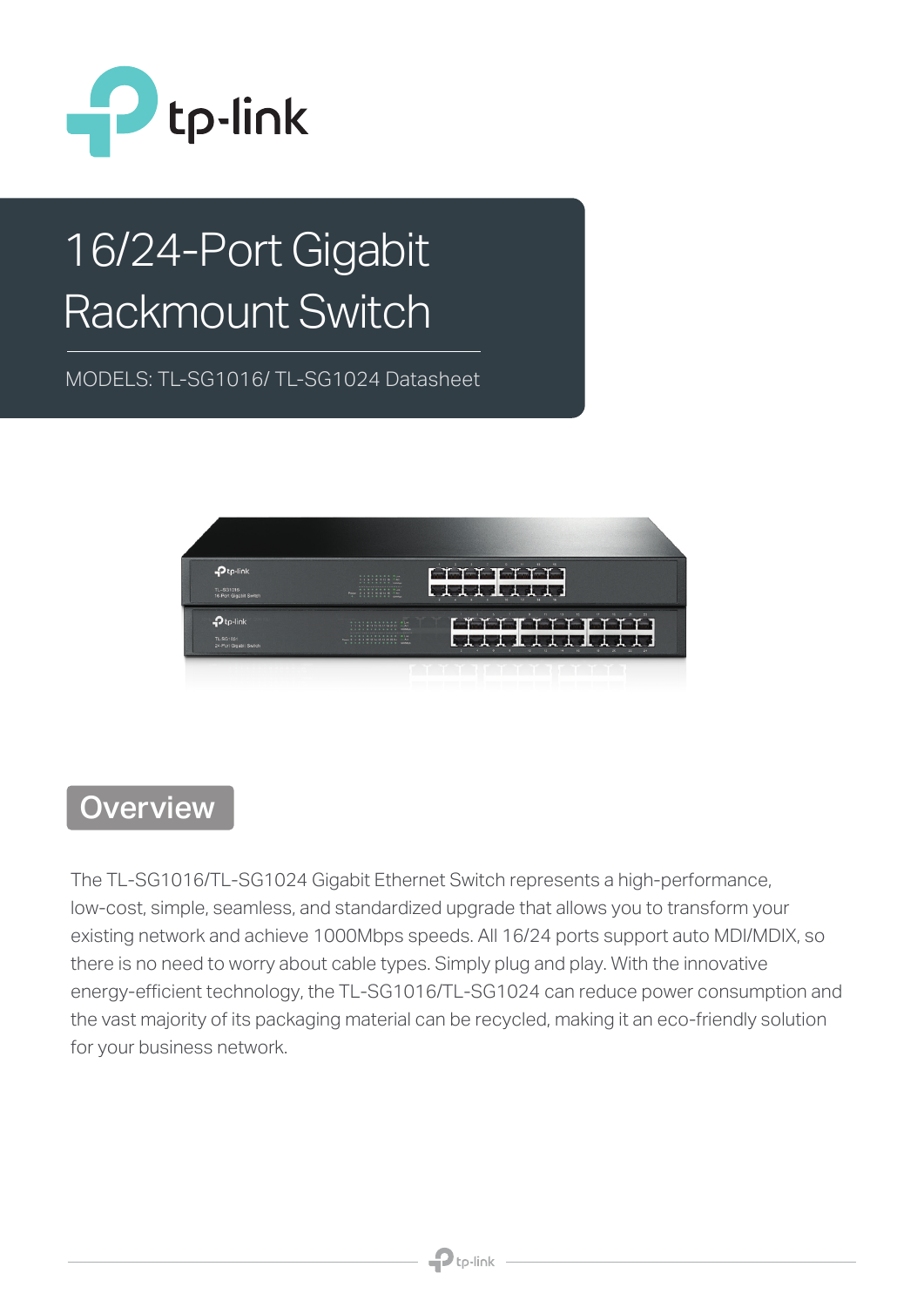tp-link

# 16/24-Port Gigabit Rackmount Switch

MODELS: TL-SG1016/ TL-SG1024 Datasheet

## Overview

The TL-SG1016/TL-SG1024 Gigabit Ethernet Switch represents a high-performance, low-cost, simple, seamless, and standardized upgrade that allows you to transform your existing network and achieve 1000Mbps speeds. All 16/24 ports support auto MDI/MDIX, so there is no need to worry about cable types. Simply plug and play. With the innovative energy-efficient technology, the TL-SG1016/TL-SG1024 can reduce power consumption and the vast majority of its packaging material can be recycled, making it an eco-friendly solution for your business network.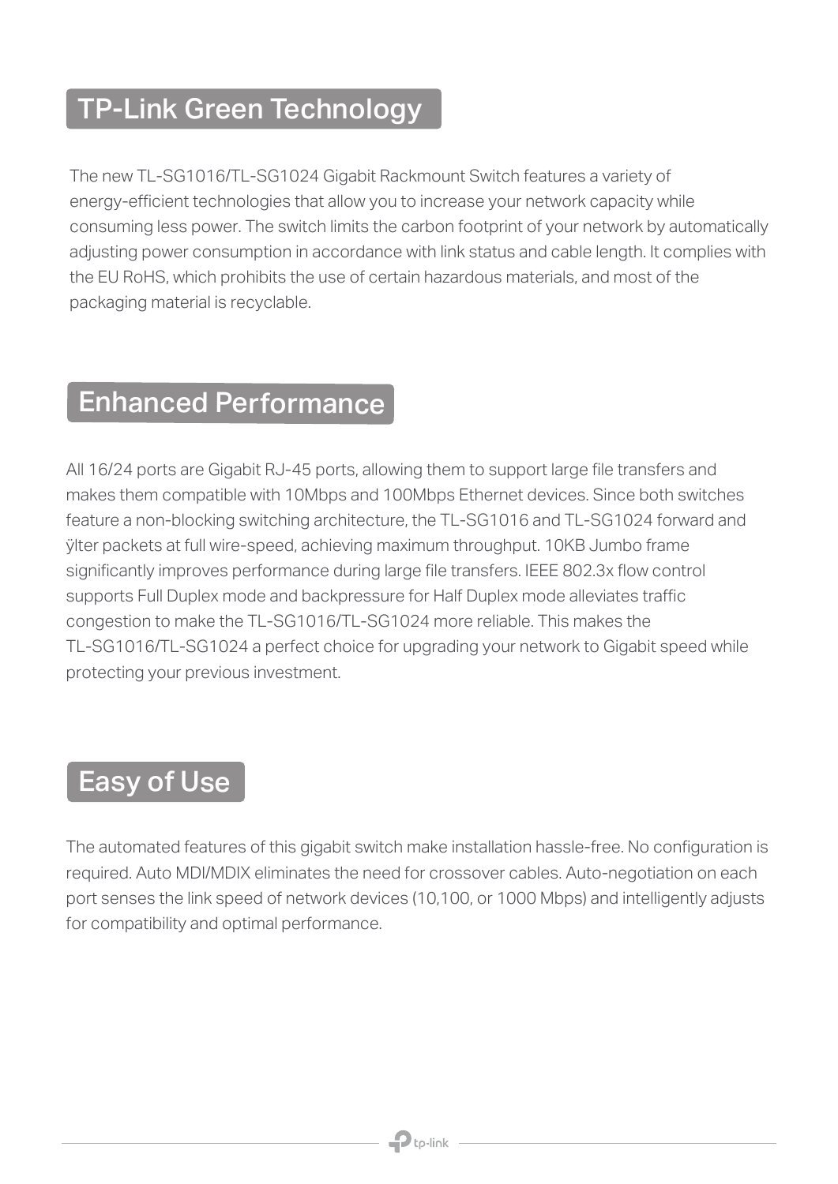## TP-Link Green Technology

The new TL-SG1016/TL-SG1024 Gigabit Rackmount Switch features a variety of energy-efficient technologies that allow you to increase your network capacity while consuming less power. The switch limits the carbon footprint of your network by automatically adjusting power consumption in accordance with link status and cable length. It complies with the EU RoHS, which prohibits the use of certain hazardous materials, and most of the packaging material is recyclable.

## Enhanced Performance

All 16/24 ports are Gigabit RJ-45 ports, allowing them to support large file transfers and makes them compatible with 10Mbps and 100Mbps Ethernet devices. Since both switches feature a non-blocking switching architecture, the TL-SG1016 and TL-SG1024 forward and ÿlter packets at full wire-speed, achieving maximum throughput. 10KB Jumbo frame significantly improves performance during large file transfers. IEEE 802.3x flow control supports Full Duplex mode and backpressure for Half Duplex mode alleviates traffic congestion to make the TL-SG1016/TL-SG1024 more reliable. This makes the TL-SG1016/TL-SG1024 a perfect choice for upgrading your network to Gigabit speed while protecting your previous investment.

## Easy of Use

The automated features of this gigabit switch make installation hassle-free. No configuration is required. Auto MDI/MDIX eliminates the need for crossover cables. Auto-negotiation on each port senses the link speed of network devices (10,100, or 1000 Mbps) and intelligently adjusts for compatibility and optimal performance.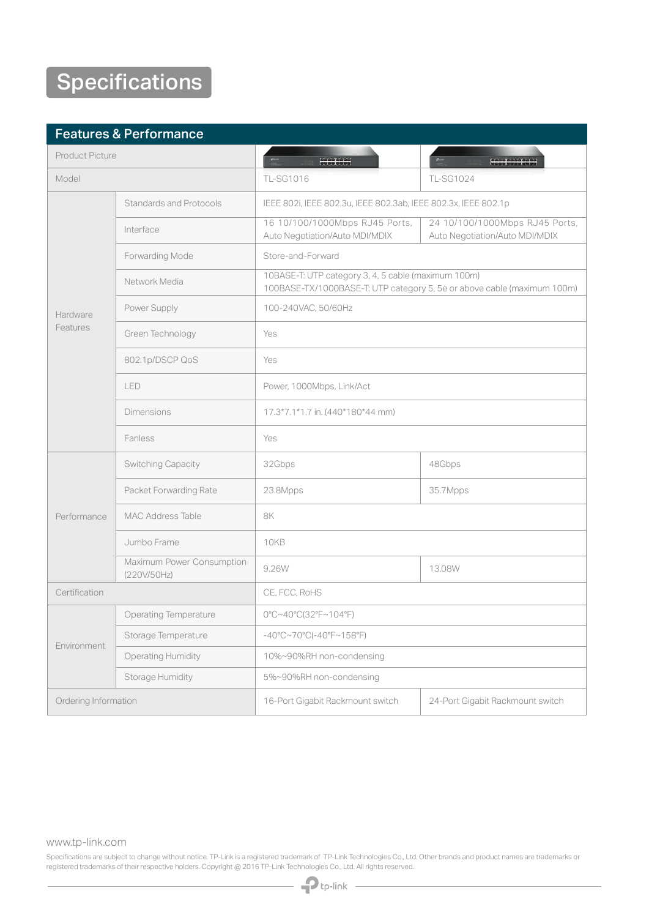# Specifications

## Features & Performance

| | | | |
|---|---|---|---|
| Product Picture | | | |
| Model | | TL-SG1016 | TL-SG1024 |
| Hardware Features | Standards and Protocols | IEEE 802i, IEEE 802.3u, IEEE 802.3ab, IEEE 802.3x, IEEE 802.1p | |
| | Interface | 16 10/100/1000Mbps RJ45 Ports, Auto Negotiation/Auto MDI/MDIX | 24 10/100/1000Mbps RJ45 Ports, Auto Negotiation/Auto MDI/MDIX |
| | Forwarding Mode | Store-and-Forward | |
| | Network Media | 10BASE-T: UTP category 3, 4, 5 cable (maximum 100m)<br>100BASE-TX/1000BASE-T: UTP category 5, 5e or above cable (maximum 100m) | |
| | Power Supply | 100-240VAC, 50/60Hz | |
| | Green Technology | Yes | |
| | 802.1p/DSCP QoS | Yes | |
| | LED | Power, 1000Mbps, Link/Act | |
| | Dimensions | 17.3*7.1*1.7 in. (440*180*44 mm) | |
| | Fanless | Yes | |
| Performance | Switching Capacity | 32Gbps | 48Gbps |
| | Packet Forwarding Rate | 23.8Mpps | 35.7Mpps |
| | MAC Address Table | 8K | |
| | Jumbo Frame | 10KB | |
| | Maximum Power Consumption (220V/50Hz) | 9.26W | 13.08W |
| Certification | | CE, FCC, RoHS | |
| Environment | Operating Temperature | 0°C~40°C(32°F~104°F) | |
| | Storage Temperature | -40°C~70°C(-40°F~158°F) | |
| | Operating Humidity | 10%~90%RH non-condensing | |
| | Storage Humidity | 5%~90%RH non-condensing | |
| Ordering Information | | 16-Port Gigabit Rackmount switch | 24-Port Gigabit Rackmount switch |

www.tp-link.com

Specifications are subject to change without notice. TP-Link is a registered trademark of TP-Link Technologies Co., Ltd. Other brands and product names are trademarks or registered trademarks of their respective holders. Copyright @ 2016 TP-Link Technologies Co., Ltd. All rights reserved.